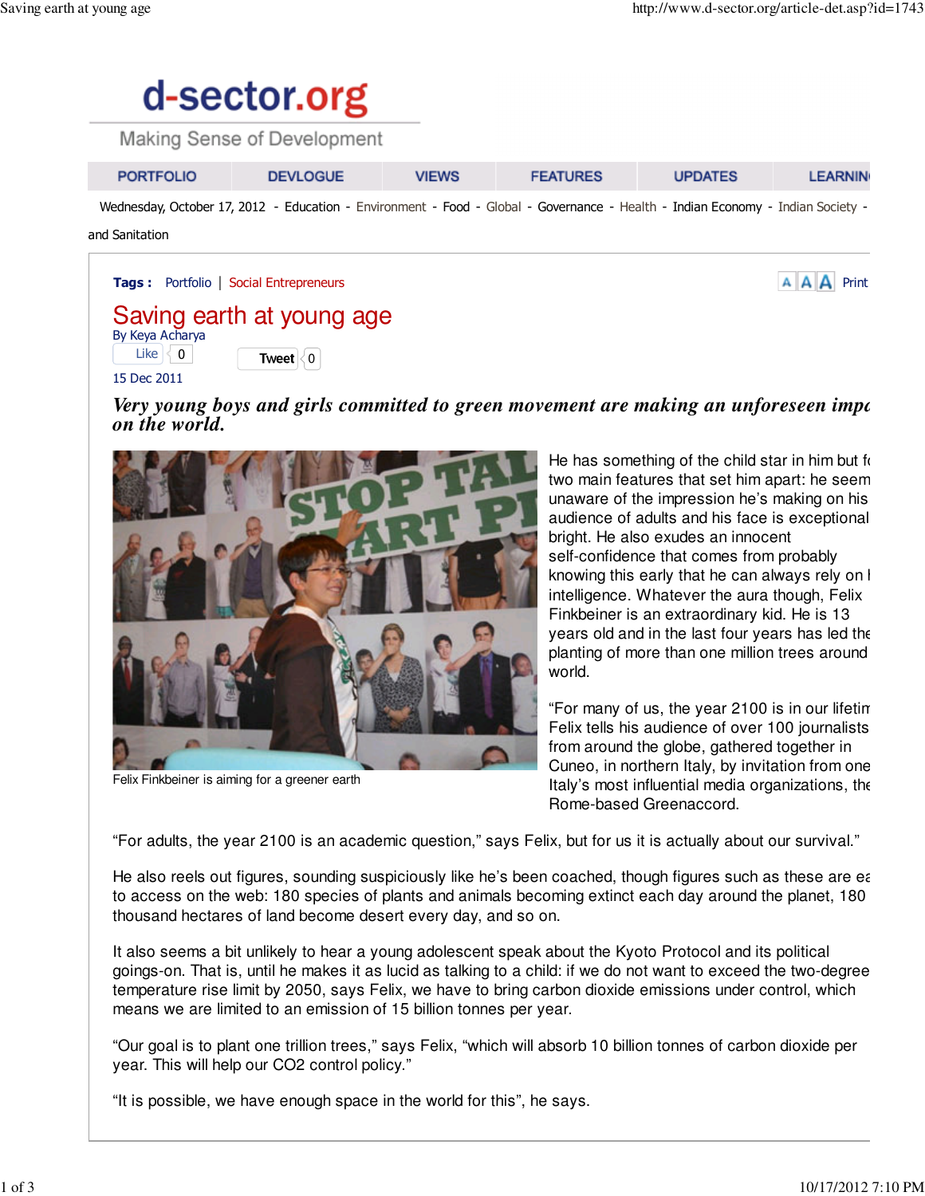# d-sector.org

Making Sense of Development

PORTFOLIO | DEVLOGUE | VIEWS | FEATURES | UPDATES | LEARNIN

Wednesday, October 17, 2012 - Education - Environment - Food - Global - Governance - Health - Indian Economy - Indian Society - and Sanitation

**Tags :** Portfolio | Social Entrepreneurs

## Saving earth at young age

By Keya Acharya

15 Dec 2011

***Very young boys and girls committed to green movement are making an unforeseen impa on the world.***

Felix Finkbeiner is aiming for a greener earth

He has something of the child star in him but f two main features that set him apart: he seem unaware of the impression he's making on his audience of adults and his face is exceptional bright. He also exudes an innocent self-confidence that comes from probably knowing this early that he can always rely on l intelligence. Whatever the aura though, Felix Finkbeiner is an extraordinary kid. He is 13 years old and in the last four years has led the planting of more than one million trees around world.

"For many of us, the year 2100 is in our lifetim Felix tells his audience of over 100 journalists from around the globe, gathered together in Cuneo, in northern Italy, by invitation from one Italy's most influential media organizations, the Rome-based Greenaccord.

"For adults, the year 2100 is an academic question," says Felix, but for us it is actually about our survival."

He also reels out figures, sounding suspiciously like he's been coached, though figures such as these are ea to access on the web: 180 species of plants and animals becoming extinct each day around the planet, 180 thousand hectares of land become desert every day, and so on.

It also seems a bit unlikely to hear a young adolescent speak about the Kyoto Protocol and its political goings-on. That is, until he makes it as lucid as talking to a child: if we do not want to exceed the two-degree temperature rise limit by 2050, says Felix, we have to bring carbon dioxide emissions under control, which means we are limited to an emission of 15 billion tonnes per year.

"Our goal is to plant one trillion trees," says Felix, "which will absorb 10 billion tonnes of carbon dioxide per year. This will help our CO2 control policy."

"It is possible, we have enough space in the world for this", he says.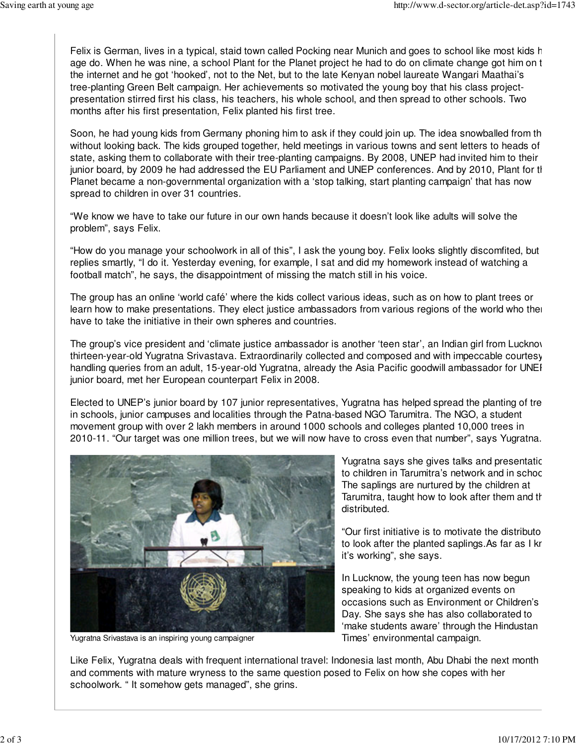Felix is German, lives in a typical, staid town called Pocking near Munich and goes to school like most kids h age do. When he was nine, a school Plant for the Planet project he had to do on climate change got him on t the internet and he got 'hooked', not to the Net, but to the late Kenyan nobel laureate Wangari Maathai's tree-planting Green Belt campaign. Her achievements so motivated the young boy that his class project-presentation stirred first his class, his teachers, his whole school, and then spread to other schools. Two months after his first presentation, Felix planted his first tree.

Soon, he had young kids from Germany phoning him to ask if they could join up. The idea snowballed from th without looking back. The kids grouped together, held meetings in various towns and sent letters to heads of state, asking them to collaborate with their tree-planting campaigns. By 2008, UNEP had invited him to their junior board, by 2009 he had addressed the EU Parliament and UNEP conferences. And by 2010, Plant for th Planet became a non-governmental organization with a 'stop talking, start planting campaign' that has now spread to children in over 31 countries.

"We know we have to take our future in our own hands because it doesn't look like adults will solve the problem", says Felix.

"How do you manage your schoolwork in all of this", I ask the young boy. Felix looks slightly discomfited, but replies smartly, "I do it. Yesterday evening, for example, I sat and did my homework instead of watching a football match", he says, the disappointment of missing the match still in his voice.

The group has an online 'world café' where the kids collect various ideas, such as on how to plant trees or learn how to make presentations. They elect justice ambassadors from various regions of the world who then have to take the initiative in their own spheres and countries.

The group's vice president and 'climate justice ambassador is another 'teen star', an Indian girl from Lucknow thirteen-year-old Yugratna Srivastava. Extraordinarily collected and composed and with impeccable courtesy handling queries from an adult, 15-year-old Yugratna, already the Asia Pacific goodwill ambassador for UNEP junior board, met her European counterpart Felix in 2008.

Elected to UNEP's junior board by 107 junior representatives, Yugratna has helped spread the planting of tre in schools, junior campuses and localities through the Patna-based NGO Tarumitra. The NGO, a student movement group with over 2 lakh members in around 1000 schools and colleges planted 10,000 trees in 2010-11. "Our target was one million trees, but we will now have to cross even that number", says Yugratna.

Yugratna Srivastava is an inspiring young campaigner

Yugratna says she gives talks and presentatic to children in Tarumitra's network and in schoc The saplings are nurtured by the children at Tarumitra, taught how to look after them and th distributed.

"Our first initiative is to motivate the distributo to look after the planted saplings.As far as I kn it's working", she says.

In Lucknow, the young teen has now begun speaking to kids at organized events on occasions such as Environment or Children's Day. She says she has also collaborated to 'make students aware' through the Hindustan Times' environmental campaign.

Like Felix, Yugratna deals with frequent international travel: Indonesia last month, Abu Dhabi the next month and comments with mature wryness to the same question posed to Felix on how she copes with her schoolwork. " It somehow gets managed", she grins.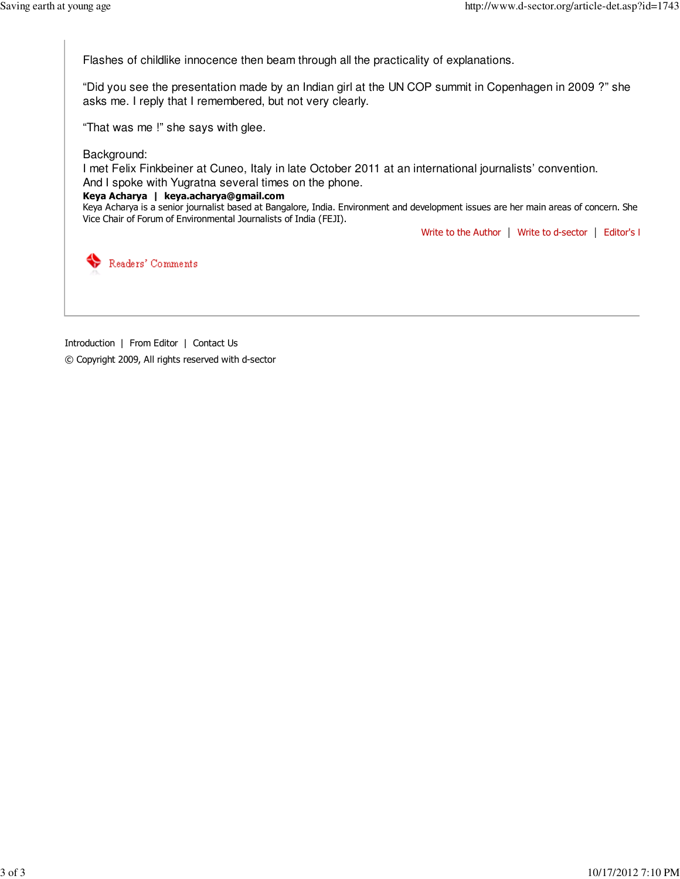Flashes of childlike innocence then beam through all the practicality of explanations.

“Did you see the presentation made by an Indian girl at the UN COP summit in Copenhagen in 2009 ?” she asks me. I reply that I remembered, but not very clearly.

“That was me !” she says with glee.

Background:
I met Felix Finkbeiner at Cuneo, Italy in late October 2011 at an international journalists’ convention.
And I spoke with Yugratna several times on the phone.

**Keya Acharya | keya.acharya@gmail.com**
Keya Acharya is a senior journalist based at Bangalore, India. Environment and development issues are her main areas of concern. She Vice Chair of Forum of Environmental Journalists of India (FEJI).

Write to the Author | Write to d-sector | Editor's I

Readers' Comments

Introduction | From Editor | Contact Us
© Copyright 2009, All rights reserved with d-sector